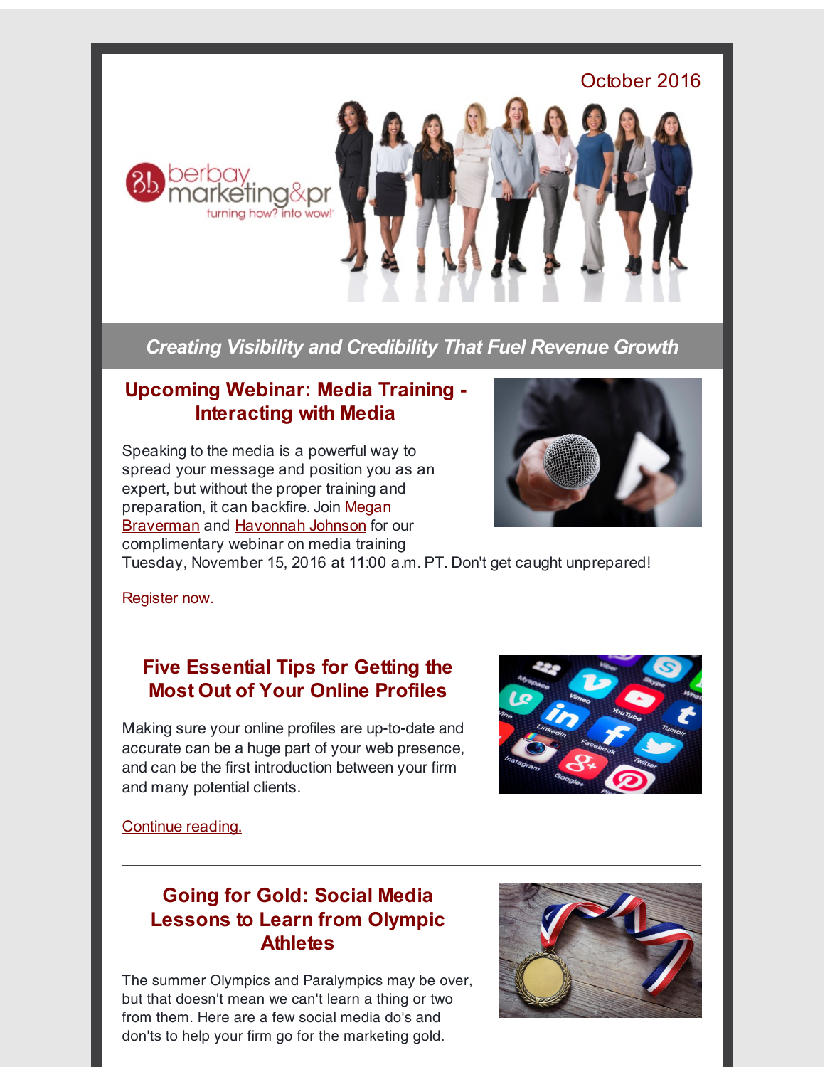October 2016

berbay marketing&pr

turning how? into wow!

***Creating Visibility and Credibility That Fuel Revenue Growth***

## Upcoming Webinar: Media Training - Interacting with Media

Speaking to the media is a powerful way to spread your message and position you as an expert, but without the proper training and preparation, it can backfire. Join Megan Braverman and Havonnah Johnson for our complimentary webinar on media training Tuesday, November 15, 2016 at 11:00 a.m. PT. Don't get caught unprepared!

Register now.

---

## Five Essential Tips for Getting the Most Out of Your Online Profiles

Making sure your online profiles are up-to-date and accurate can be a huge part of your web presence, and can be the first introduction between your firm and many potential clients.

Continue reading.

---

## Going for Gold: Social Media Lessons to Learn from Olympic Athletes

The summer Olympics and Paralympics may be over, but that doesn't mean we can't learn a thing or two from them. Here are a few social media do's and don'ts to help your firm go for the marketing gold.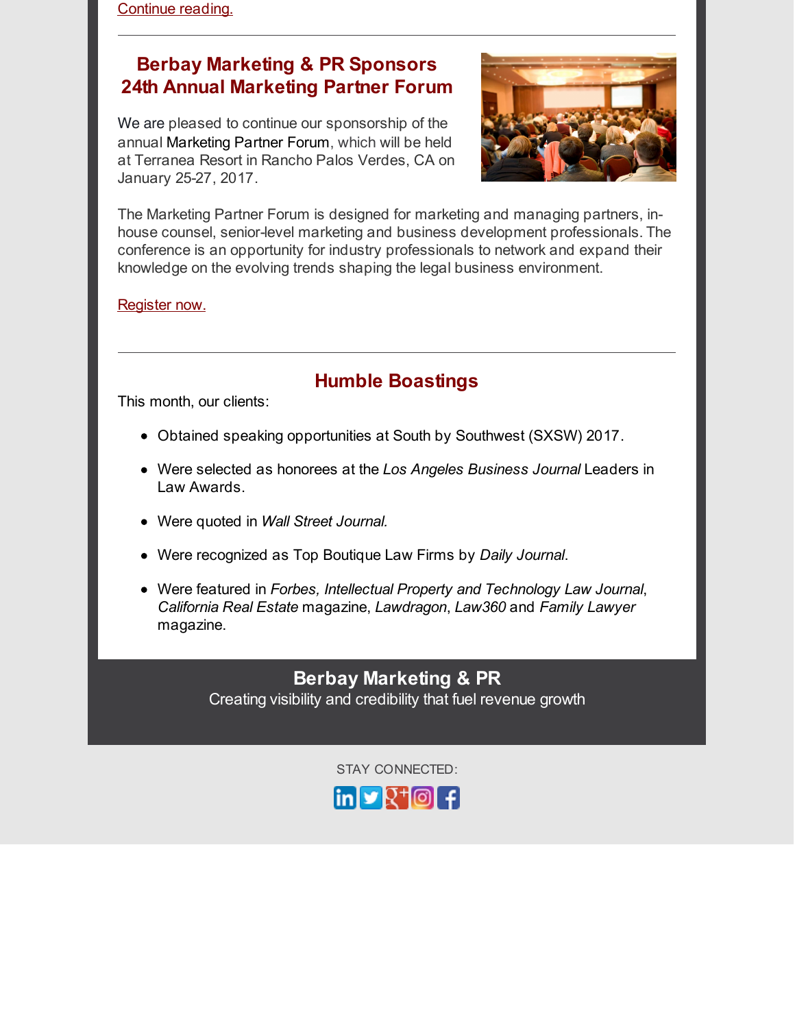Continue reading.

---

## Berbay Marketing & PR Sponsors 24th Annual Marketing Partner Forum

We are pleased to continue our sponsorship of the annual Marketing Partner Forum, which will be held at Terranea Resort in Rancho Palos Verdes, CA on January 25-27, 2017.

The Marketing Partner Forum is designed for marketing and managing partners, in-house counsel, senior-level marketing and business development professionals. The conference is an opportunity for industry professionals to network and expand their knowledge on the evolving trends shaping the legal business environment.

Register now.

---

## Humble Boastings

This month, our clients:

- Obtained speaking opportunities at South by Southwest (SXSW) 2017.
- Were selected as honorees at the *Los Angeles Business Journal* Leaders in Law Awards.
- Were quoted in *Wall Street Journal.*
- Were recognized as Top Boutique Law Firms by *Daily Journal*.
- Were featured in *Forbes, Intellectual Property and Technology Law Journal*, *California Real Estate* magazine, *Lawdragon*, *Law360* and *Family Lawyer* magazine.

**Berbay Marketing & PR**

Creating visibility and credibility that fuel revenue growth

STAY CONNECTED: